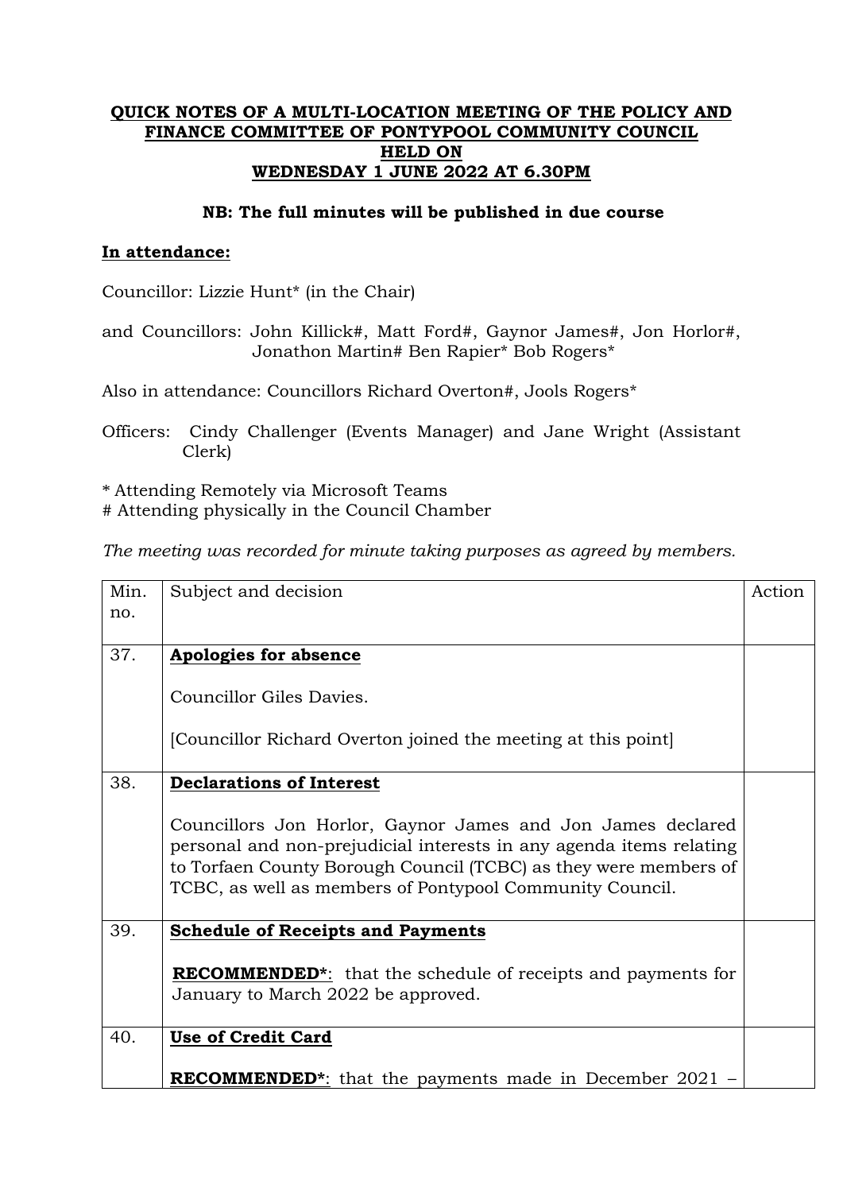**QUICK NOTES OF A MULTI-LOCATION MEETING OF THE POLICY AND FINANCE COMMITTEE OF PONTYPOOL COMMUNITY COUNCIL HELD ON WEDNESDAY 1 JUNE 2022 AT 6.30PM**

**NB: The full minutes will be published in due course**

**In attendance:**

Councillor: Lizzie Hunt* (in the Chair)

and Councillors: John Killick#, Matt Ford#, Gaynor James#, Jon Horlor#, Jonathon Martin# Ben Rapier* Bob Rogers*

Also in attendance: Councillors Richard Overton#, Jools Rogers*

Officers: Cindy Challenger (Events Manager) and Jane Wright (Assistant Clerk)

\* Attending Remotely via Microsoft Teams
\# Attending physically in the Council Chamber

*The meeting was recorded for minute taking purposes as agreed by members.*

| Min. no. | Subject and decision | Action |
|---|---|---|
| 37. | **Apologies for absence**<br><br>Councillor Giles Davies.<br><br>[Councillor Richard Overton joined the meeting at this point] | |
| 38. | **Declarations of Interest**<br><br>Councillors Jon Horlor, Gaynor James and Jon James declared personal and non-prejudicial interests in any agenda items relating to Torfaen County Borough Council (TCBC) as they were members of TCBC, as well as members of Pontypool Community Council. | |
| 39. | **Schedule of Receipts and Payments**<br><br>**RECOMMENDED***: that the schedule of receipts and payments for January to March 2022 be approved. | |
| 40. | **Use of Credit Card**<br><br>**RECOMMENDED***: that the payments made in December 2021 – | |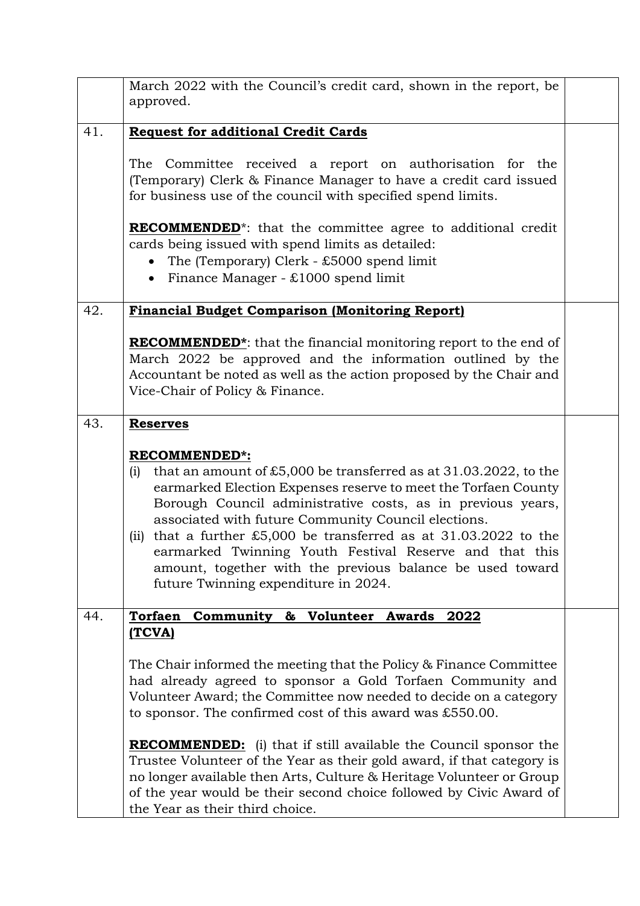| | | |
|---|---|---|
| | March 2022 with the Council's credit card, shown in the report, be approved. | |
| 41. | **Request for additional Credit Cards**<br><br>The Committee received a report on authorisation for the (Temporary) Clerk & Finance Manager to have a credit card issued for business use of the council with specified spend limits.<br><br>**RECOMMENDED***: that the committee agree to additional credit cards being issued with spend limits as detailed:<br>• The (Temporary) Clerk - £5000 spend limit<br>• Finance Manager - £1000 spend limit | |
| 42. | **Financial Budget Comparison (Monitoring Report)**<br><br>**RECOMMENDED***: that the financial monitoring report to the end of March 2022 be approved and the information outlined by the Accountant be noted as well as the action proposed by the Chair and Vice-Chair of Policy & Finance. | |
| 43. | **Reserves**<br><br>**RECOMMENDED*:**<br>(i) that an amount of £5,000 be transferred as at 31.03.2022, to the earmarked Election Expenses reserve to meet the Torfaen County Borough Council administrative costs, as in previous years, associated with future Community Council elections.<br>(ii) that a further £5,000 be transferred as at 31.03.2022 to the earmarked Twinning Youth Festival Reserve and that this amount, together with the previous balance be used toward future Twinning expenditure in 2024. | |
| 44. | **Torfaen Community & Volunteer Awards 2022 (TCVA)**<br><br>The Chair informed the meeting that the Policy & Finance Committee had already agreed to sponsor a Gold Torfaen Community and Volunteer Award; the Committee now needed to decide on a category to sponsor. The confirmed cost of this award was £550.00.<br><br>**RECOMMENDED:** (i) that if still available the Council sponsor the Trustee Volunteer of the Year as their gold award, if that category is no longer available then Arts, Culture & Heritage Volunteer or Group of the year would be their second choice followed by Civic Award of the Year as their third choice. | |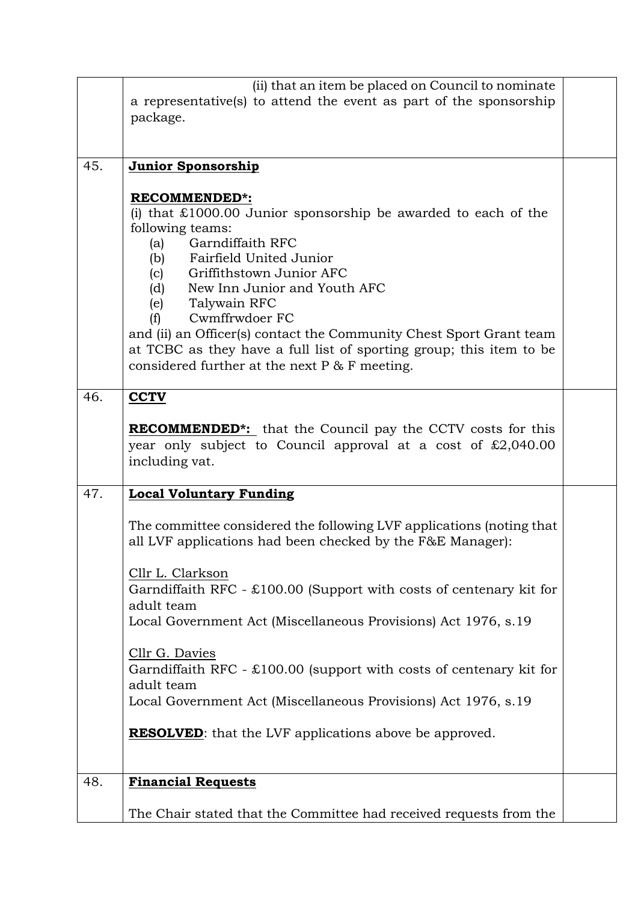| | | |
|---|---|---|
| | (ii) that an item be placed on Council to nominate a representative(s) to attend the event as part of the sponsorship package. | |
| 45. | **Junior Sponsorship**<br><br>**RECOMMENDED*:**<br>(i) that £1000.00 Junior sponsorship be awarded to each of the following teams:<br>(a) Garndiffaith RFC<br>(b) Fairfield United Junior<br>(c) Griffithstown Junior AFC<br>(d) New Inn Junior and Youth AFC<br>(e) Talywain RFC<br>(f) Cwmffrwdoer FC<br>and (ii) an Officer(s) contact the Community Chest Sport Grant team at TCBC as they have a full list of sporting group; this item to be considered further at the next P & F meeting. | |
| 46. | **CCTV**<br><br>**RECOMMENDED*:** that the Council pay the CCTV costs for this year only subject to Council approval at a cost of £2,040.00 including vat. | |
| 47. | **Local Voluntary Funding**<br><br>The committee considered the following LVF applications (noting that all LVF applications had been checked by the F&E Manager):<br><br>Cllr L. Clarkson<br>Garndiffaith RFC - £100.00 (Support with costs of centenary kit for adult team<br>Local Government Act (Miscellaneous Provisions) Act 1976, s.19<br><br>Cllr G. Davies<br>Garndiffaith RFC - £100.00 (support with costs of centenary kit for adult team<br>Local Government Act (Miscellaneous Provisions) Act 1976, s.19<br><br>**RESOLVED**: that the LVF applications above be approved. | |
| 48. | **Financial Requests**<br><br>The Chair stated that the Committee had received requests from the | |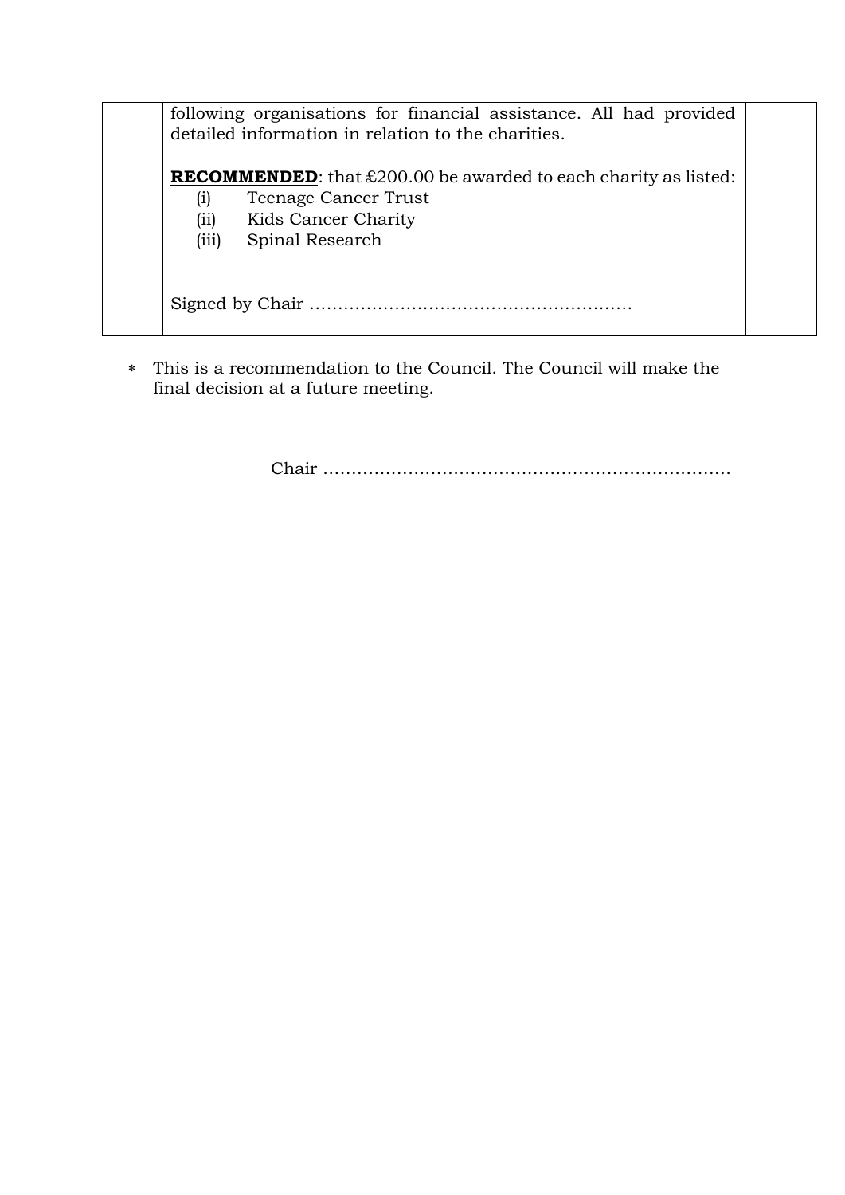| | | |
|---|---|---|
| | following organisations for financial assistance. All had provided detailed information in relation to the charities.<br><br>**RECOMMENDED**: that £200.00 be awarded to each charity as listed:<br>(i) Teenage Cancer Trust<br>(ii) Kids Cancer Charity<br>(iii) Spinal Research<br><br><br>Signed by Chair ………………………………………………… | |

- This is a recommendation to the Council. The Council will make the final decision at a future meeting.

Chair ………………………………………………………………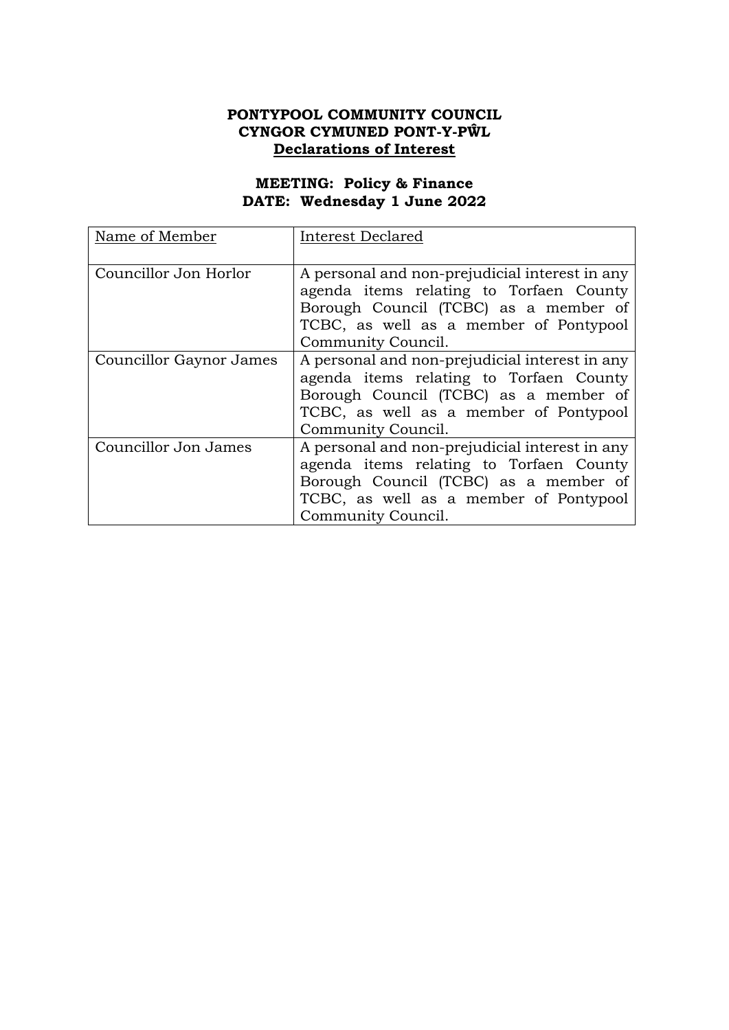**PONTYPOOL COMMUNITY COUNCIL**
**CYNGOR CYMUNED PONT-Y-PŴL**
**Declarations of Interest**

**MEETING: Policy & Finance**
**DATE: Wednesday 1 June 2022**

| Name of Member | Interest Declared |
|---|---|
| Councillor Jon Horlor | A personal and non-prejudicial interest in any agenda items relating to Torfaen County Borough Council (TCBC) as a member of TCBC, as well as a member of Pontypool Community Council. |
| Councillor Gaynor James | A personal and non-prejudicial interest in any agenda items relating to Torfaen County Borough Council (TCBC) as a member of TCBC, as well as a member of Pontypool Community Council. |
| Councillor Jon James | A personal and non-prejudicial interest in any agenda items relating to Torfaen County Borough Council (TCBC) as a member of TCBC, as well as a member of Pontypool Community Council. |